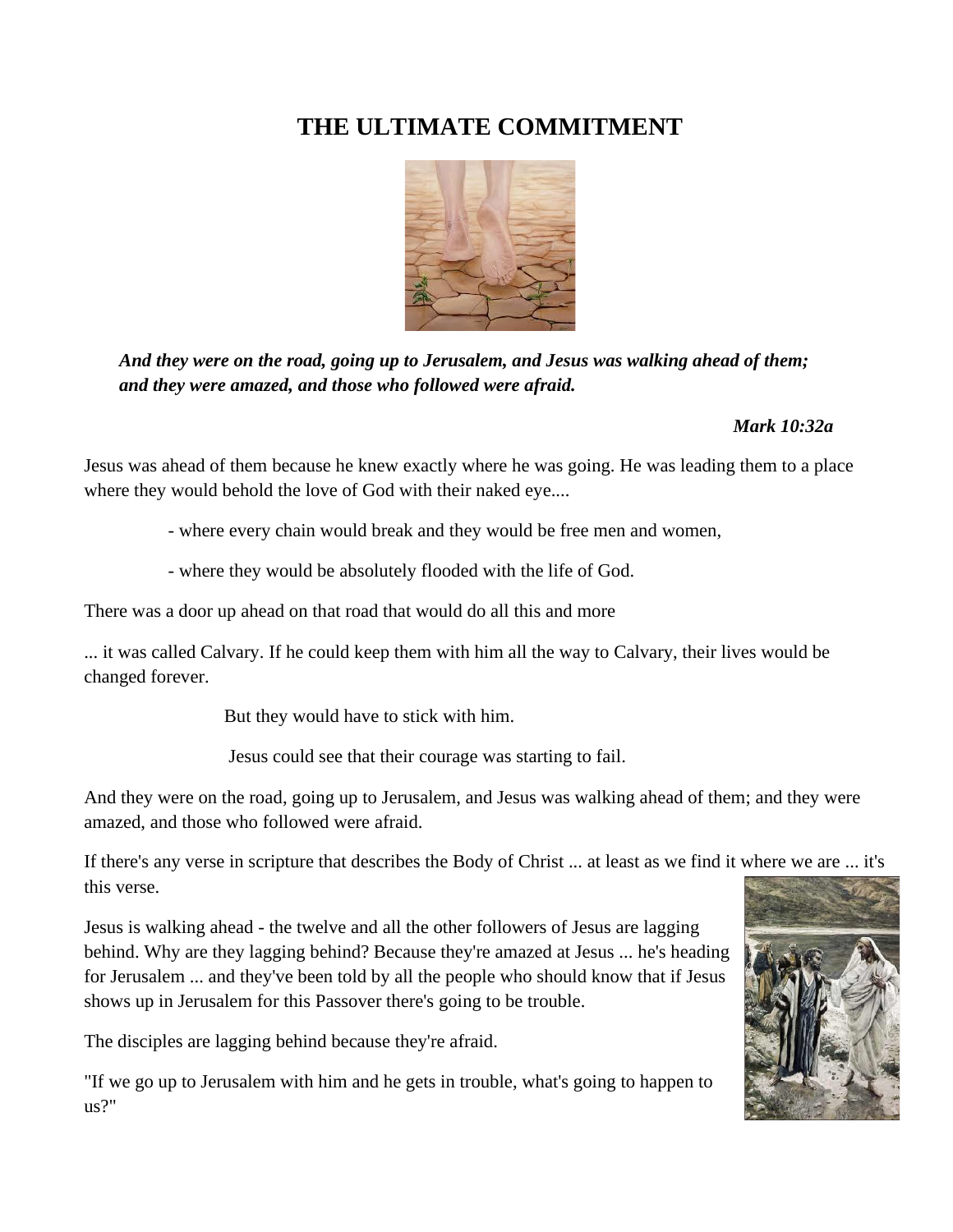# THE ULTIMATE COMMITMENT

***And they were on the road, going up to Jerusalem, and Jesus was walking ahead of them; and they were amazed, and those who followed were afraid.***

***Mark 10:32a***

Jesus was ahead of them because he knew exactly where he was going. He was leading them to a place where they would behold the love of God with their naked eye....

- where every chain would break and they would be free men and women,
- where they would be absolutely flooded with the life of God.

There was a door up ahead on that road that would do all this and more

... it was called Calvary. If he could keep them with him all the way to Calvary, their lives would be changed forever.

But they would have to stick with him.

Jesus could see that their courage was starting to fail.

And they were on the road, going up to Jerusalem, and Jesus was walking ahead of them; and they were amazed, and those who followed were afraid.

If there's any verse in scripture that describes the Body of Christ ... at least as we find it where we are ... it's this verse.

Jesus is walking ahead - the twelve and all the other followers of Jesus are lagging behind. Why are they lagging behind? Because they're amazed at Jesus ... he's heading for Jerusalem ... and they've been told by all the people who should know that if Jesus shows up in Jerusalem for this Passover there's going to be trouble.

The disciples are lagging behind because they're afraid.

"If we go up to Jerusalem with him and he gets in trouble, what's going to happen to us?"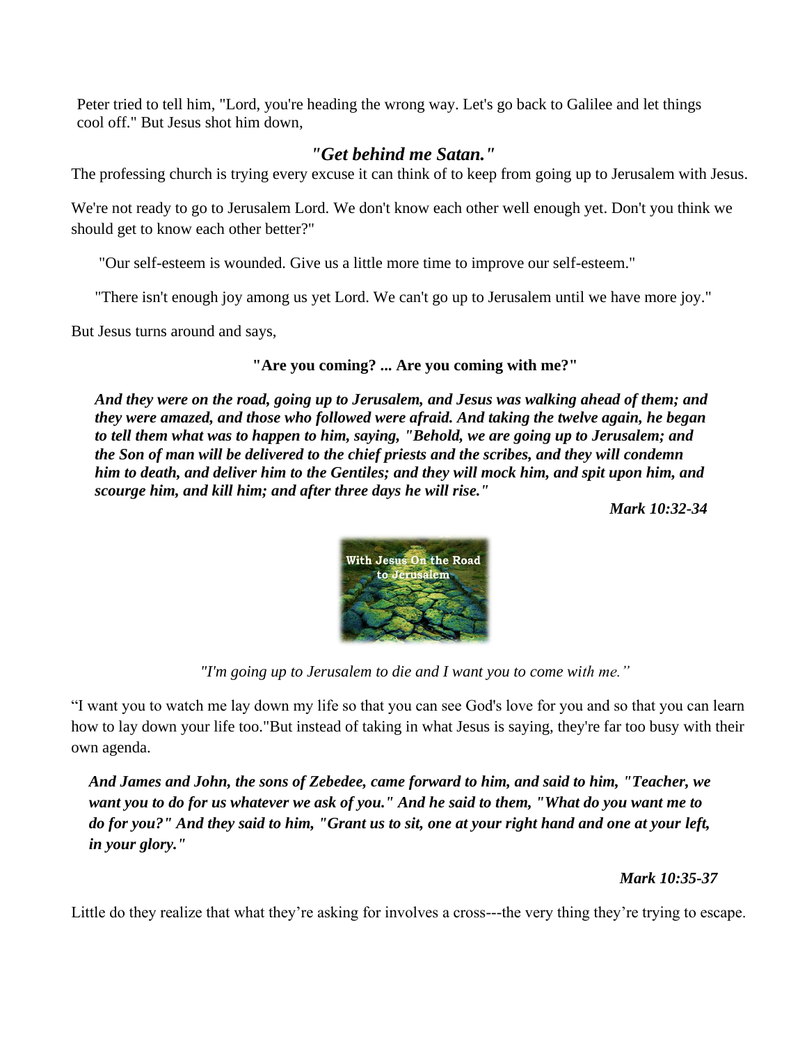Peter tried to tell him, "Lord, you're heading the wrong way. Let's go back to Galilee and let things cool off." But Jesus shot him down,

### *"Get behind me Satan."*

The professing church is trying every excuse it can think of to keep from going up to Jerusalem with Jesus.

We're not ready to go to Jerusalem Lord. We don't know each other well enough yet. Don't you think we should get to know each other better?"

"Our self-esteem is wounded. Give us a little more time to improve our self-esteem."

"There isn't enough joy among us yet Lord. We can't go up to Jerusalem until we have more joy."

But Jesus turns around and says,

**"Are you coming? ... Are you coming with me?"**

> ***And they were on the road, going up to Jerusalem, and Jesus was walking ahead of them; and they were amazed, and those who followed were afraid. And taking the twelve again, he began to tell them what was to happen to him, saying, "Behold, we are going up to Jerusalem; and the Son of man will be delivered to the chief priests and the scribes, and they will condemn him to death, and deliver him to the Gentiles; and they will mock him, and spit upon him, and scourge him, and kill him; and after three days he will rise."***
>
> ***Mark 10:32-34***

*"I'm going up to Jerusalem to die and I want you to come with me."*

"I want you to watch me lay down my life so that you can see God's love for you and so that you can learn how to lay down your life too."But instead of taking in what Jesus is saying, they're far too busy with their own agenda.

> ***And James and John, the sons of Zebedee, came forward to him, and said to him, "Teacher, we want you to do for us whatever we ask of you." And he said to them, "What do you want me to do for you?" And they said to him, "Grant us to sit, one at your right hand and one at your left, in your glory."***
>
> ***Mark 10:35-37***

Little do they realize that what they're asking for involves a cross---the very thing they're trying to escape.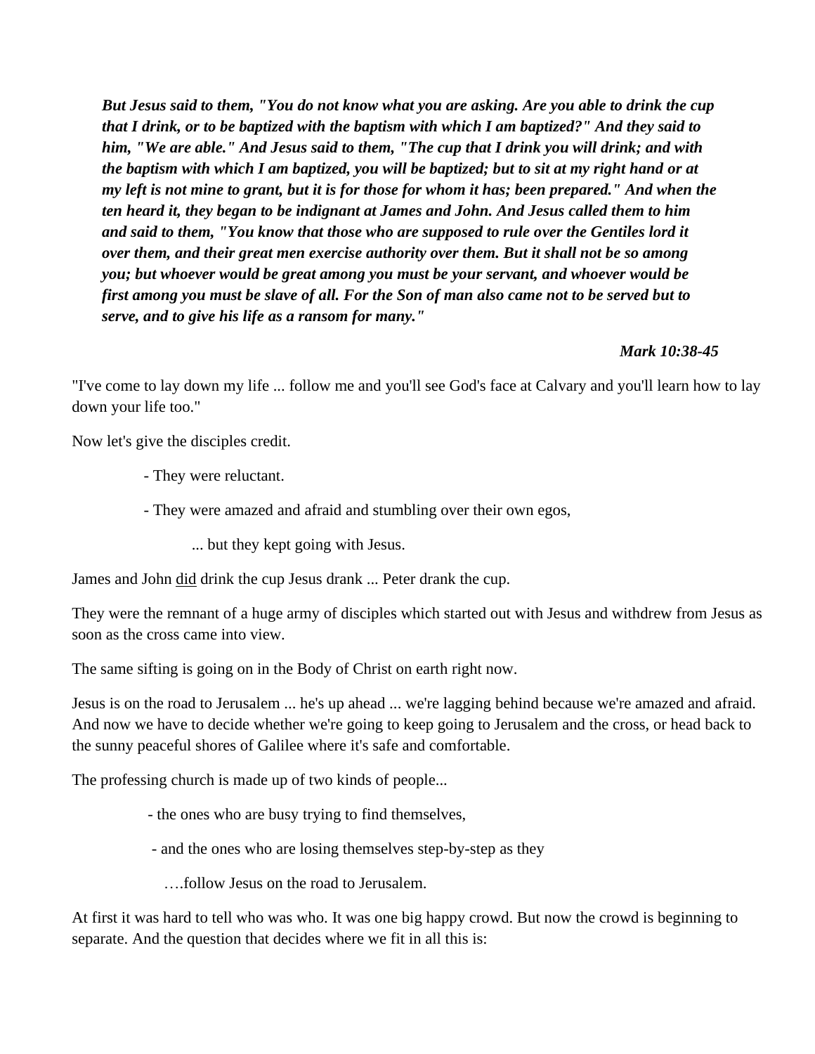***But Jesus said to them, "You do not know what you are asking. Are you able to drink the cup that I drink, or to be baptized with the baptism with which I am baptized?" And they said to him, "We are able." And Jesus said to them, "The cup that I drink you will drink; and with the baptism with which I am baptized, you will be baptized; but to sit at my right hand or at my left is not mine to grant, but it is for those for whom it has; been prepared." And when the ten heard it, they began to be indignant at James and John. And Jesus called them to him and said to them, "You know that those who are supposed to rule over the Gentiles lord it over them, and their great men exercise authority over them. But it shall not be so among you; but whoever would be great among you must be your servant, and whoever would be first among you must be slave of all. For the Son of man also came not to be served but to serve, and to give his life as a ransom for many."***

***Mark 10:38-45***

"I've come to lay down my life ... follow me and you'll see God's face at Calvary and you'll learn how to lay down your life too."

Now let's give the disciples credit.

- They were reluctant.
- They were amazed and afraid and stumbling over their own egos,

  ... but they kept going with Jesus.

James and John <u>did</u> drink the cup Jesus drank ... Peter drank the cup.

They were the remnant of a huge army of disciples which started out with Jesus and withdrew from Jesus as soon as the cross came into view.

The same sifting is going on in the Body of Christ on earth right now.

Jesus is on the road to Jerusalem ... he's up ahead ... we're lagging behind because we're amazed and afraid. And now we have to decide whether we're going to keep going to Jerusalem and the cross, or head back to the sunny peaceful shores of Galilee where it's safe and comfortable.

The professing church is made up of two kinds of people...

- the ones who are busy trying to find themselves,
- and the ones who are losing themselves step-by-step as they

  ….follow Jesus on the road to Jerusalem.

At first it was hard to tell who was who. It was one big happy crowd. But now the crowd is beginning to separate. And the question that decides where we fit in all this is: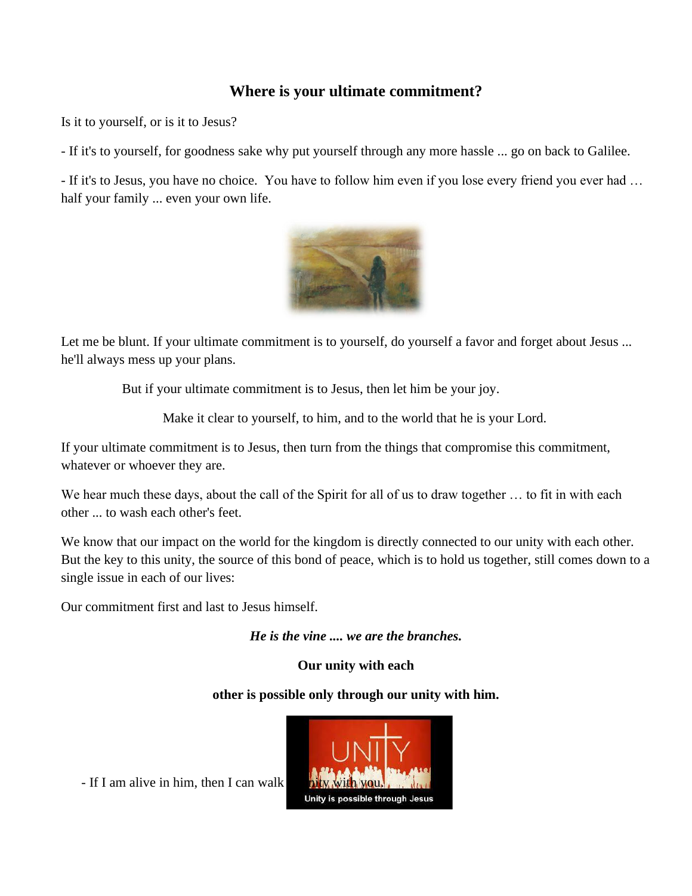## Where is your ultimate commitment?

Is it to yourself, or is it to Jesus?

- If it's to yourself, for goodness sake why put yourself through any more hassle ... go on back to Galilee.

- If it's to Jesus, you have no choice. You have to follow him even if you lose every friend you ever had … half your family ... even your own life.

Let me be blunt. If your ultimate commitment is to yourself, do yourself a favor and forget about Jesus ... he'll always mess up your plans.

But if your ultimate commitment is to Jesus, then let him be your joy.

Make it clear to yourself, to him, and to the world that he is your Lord.

If your ultimate commitment is to Jesus, then turn from the things that compromise this commitment, whatever or whoever they are.

We hear much these days, about the call of the Spirit for all of us to draw together … to fit in with each other ... to wash each other's feet.

We know that our impact on the world for the kingdom is directly connected to our unity with each other. But the key to this unity, the source of this bond of peace, which is to hold us together, still comes down to a single issue in each of our lives:

Our commitment first and last to Jesus himself.

***He is the vine .... we are the branches.***

**Our unity with each**

**other is possible only through our unity with him.**

- If I am alive in him, then I can walk in unity with you.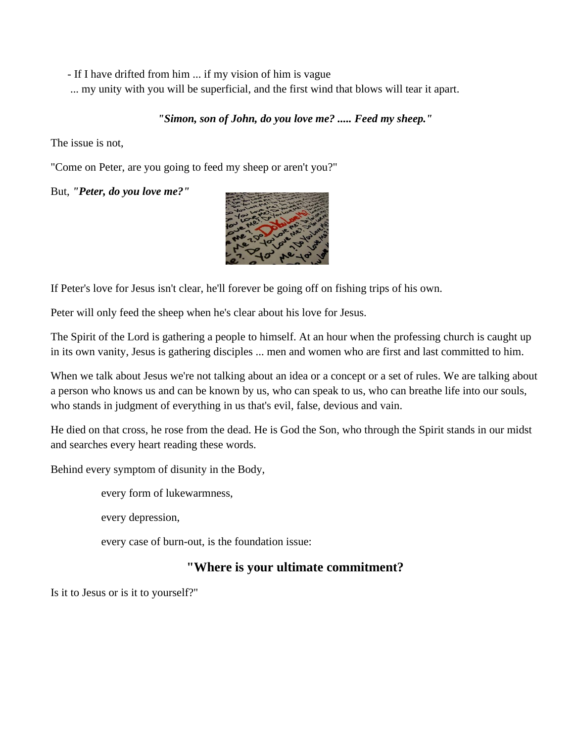- If I have drifted from him ... if my vision of him is vague
  ... my unity with you will be superficial, and the first wind that blows will tear it apart.

***"Simon, son of John, do you love me? ..... Feed my sheep."***

The issue is not,

"Come on Peter, are you going to feed my sheep or aren't you?"

But, ***"Peter, do you love me?"***

If Peter's love for Jesus isn't clear, he'll forever be going off on fishing trips of his own.

Peter will only feed the sheep when he's clear about his love for Jesus.

The Spirit of the Lord is gathering a people to himself. At an hour when the professing church is caught up in its own vanity, Jesus is gathering disciples ... men and women who are first and last committed to him.

When we talk about Jesus we're not talking about an idea or a concept or a set of rules. We are talking about a person who knows us and can be known by us, who can speak to us, who can breathe life into our souls, who stands in judgment of everything in us that's evil, false, devious and vain.

He died on that cross, he rose from the dead. He is God the Son, who through the Spirit stands in our midst and searches every heart reading these words.

Behind every symptom of disunity in the Body,

every form of lukewarmness,

every depression,

every case of burn-out, is the foundation issue:

## "Where is your ultimate commitment?

Is it to Jesus or is it to yourself?"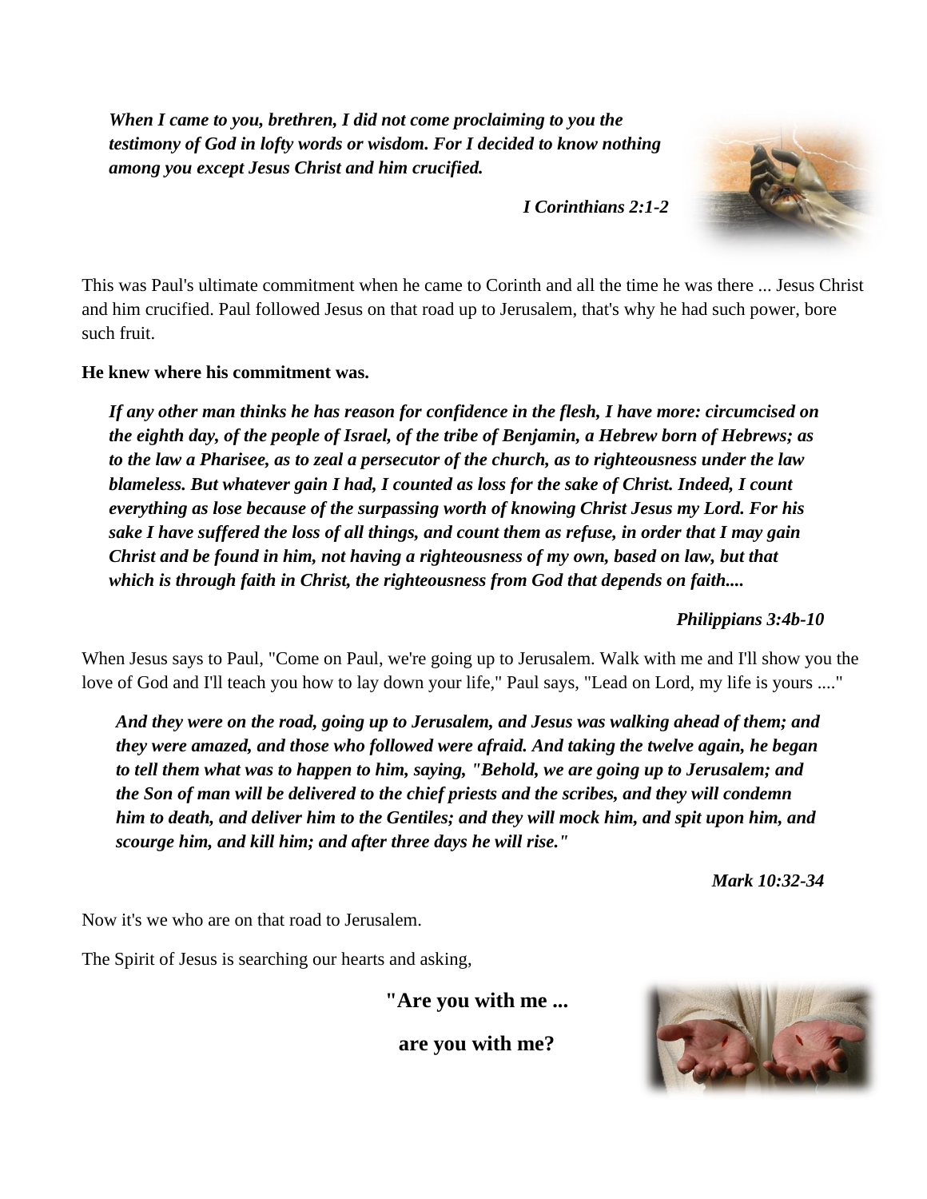***When I came to you, brethren, I did not come proclaiming to you the testimony of God in lofty words or wisdom. For I decided to know nothing among you except Jesus Christ and him crucified.***

***I Corinthians 2:1-2***

This was Paul's ultimate commitment when he came to Corinth and all the time he was there ... Jesus Christ and him crucified. Paul followed Jesus on that road up to Jerusalem, that's why he had such power, bore such fruit.

**He knew where his commitment was.**

***If any other man thinks he has reason for confidence in the flesh, I have more: circumcised on the eighth day, of the people of Israel, of the tribe of Benjamin, a Hebrew born of Hebrews; as to the law a Pharisee, as to zeal a persecutor of the church, as to righteousness under the law blameless. But whatever gain I had, I counted as loss for the sake of Christ. Indeed, I count everything as lose because of the surpassing worth of knowing Christ Jesus my Lord. For his sake I have suffered the loss of all things, and count them as refuse, in order that I may gain Christ and be found in him, not having a righteousness of my own, based on law, but that which is through faith in Christ, the righteousness from God that depends on faith....***

***Philippians 3:4b-10***

When Jesus says to Paul, "Come on Paul, we're going up to Jerusalem. Walk with me and I'll show you the love of God and I'll teach you how to lay down your life," Paul says, "Lead on Lord, my life is yours ...."

***And they were on the road, going up to Jerusalem, and Jesus was walking ahead of them; and they were amazed, and those who followed were afraid. And taking the twelve again, he began to tell them what was to happen to him, saying, "Behold, we are going up to Jerusalem; and the Son of man will be delivered to the chief priests and the scribes, and they will condemn him to death, and deliver him to the Gentiles; and they will mock him, and spit upon him, and scourge him, and kill him; and after three days he will rise."***

***Mark 10:32-34***

Now it's we who are on that road to Jerusalem.

The Spirit of Jesus is searching our hearts and asking,

**"Are you with me ...**

**are you with me?**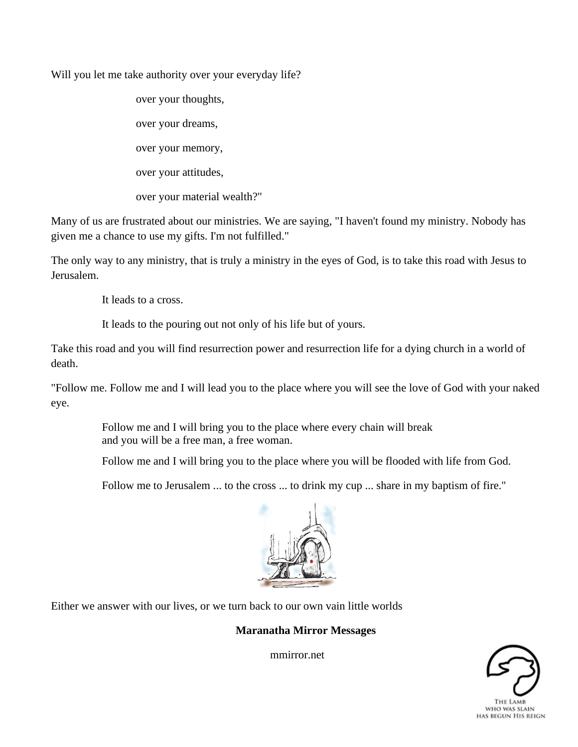Will you let me take authority over your everyday life?

over your thoughts,

over your dreams,

over your memory,

over your attitudes,

over your material wealth?"

Many of us are frustrated about our ministries. We are saying, "I haven't found my ministry. Nobody has given me a chance to use my gifts. I'm not fulfilled."

The only way to any ministry, that is truly a ministry in the eyes of God, is to take this road with Jesus to Jerusalem.

It leads to a cross.

It leads to the pouring out not only of his life but of yours.

Take this road and you will find resurrection power and resurrection life for a dying church in a world of death.

"Follow me. Follow me and I will lead you to the place where you will see the love of God with your naked eye.

Follow me and I will bring you to the place where every chain will break
and you will be a free man, a free woman.

Follow me and I will bring you to the place where you will be flooded with life from God.

Follow me to Jerusalem ... to the cross ... to drink my cup ... share in my baptism of fire."

Either we answer with our lives, or we turn back to our own vain little worlds

**Maranatha Mirror Messages**

mmirror.net

The Lamb who was slain has begun His reign